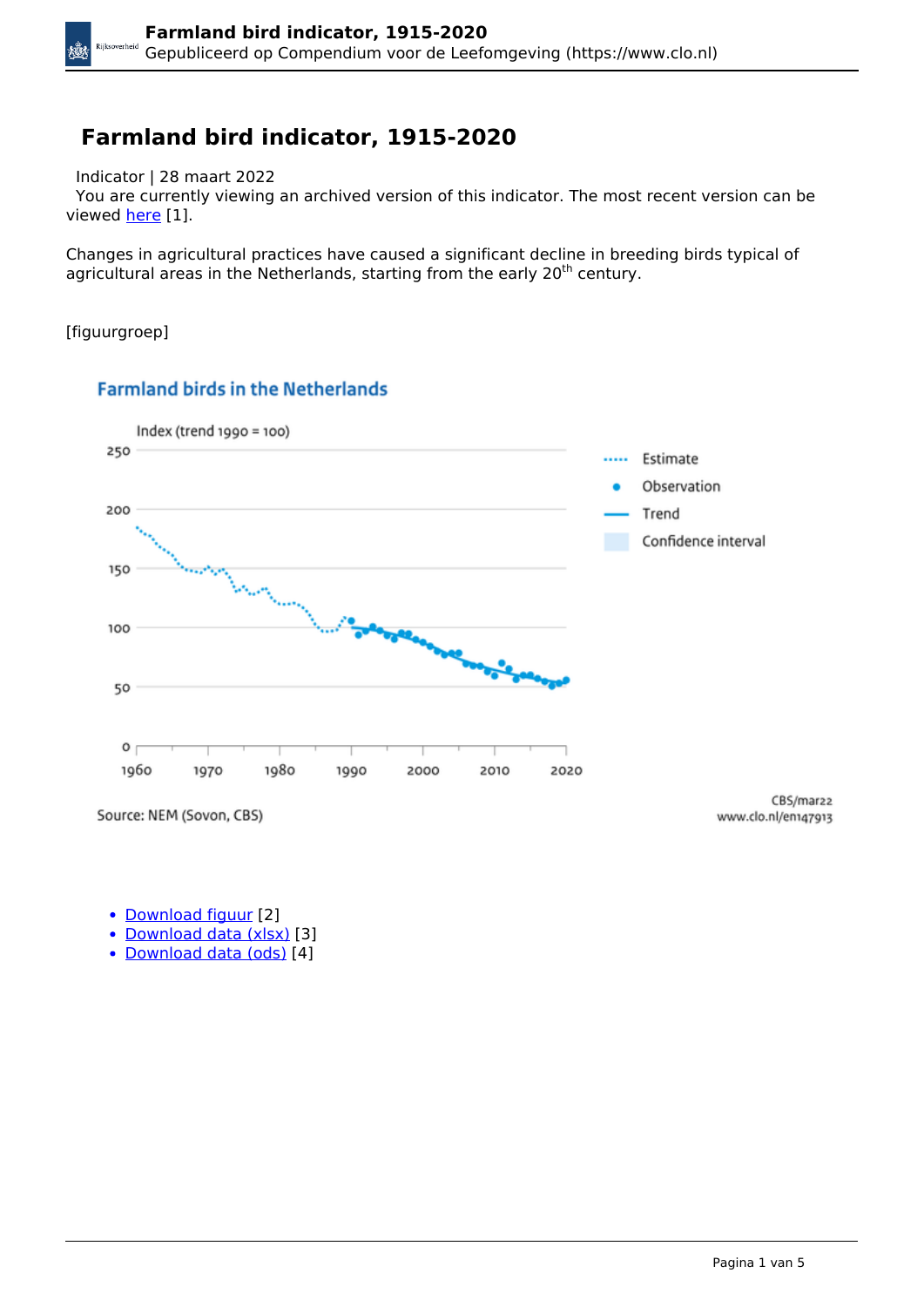# Farmland bird indicator, 1915-2020

Indicator | 28 maart 2022

You are currently viewing an archived version of this indicator. The most recent version can be viewed here [1].

Changes in agricultural practices have caused a significant decline in breeding birds typical of agricultural areas in the Netherlands, starting from the early 20th century.

[figuurgroep]

**Farmland birds in the Netherlands**

Index (trend 1990 = 100)

Estimate
Observation
Trend
Confidence interval

Source: NEM (Sovon, CBS)

CBS/mar22
www.clo.nl/en147913

- Download figuur [2]
- Download data (xlsx) [3]
- Download data (ods) [4]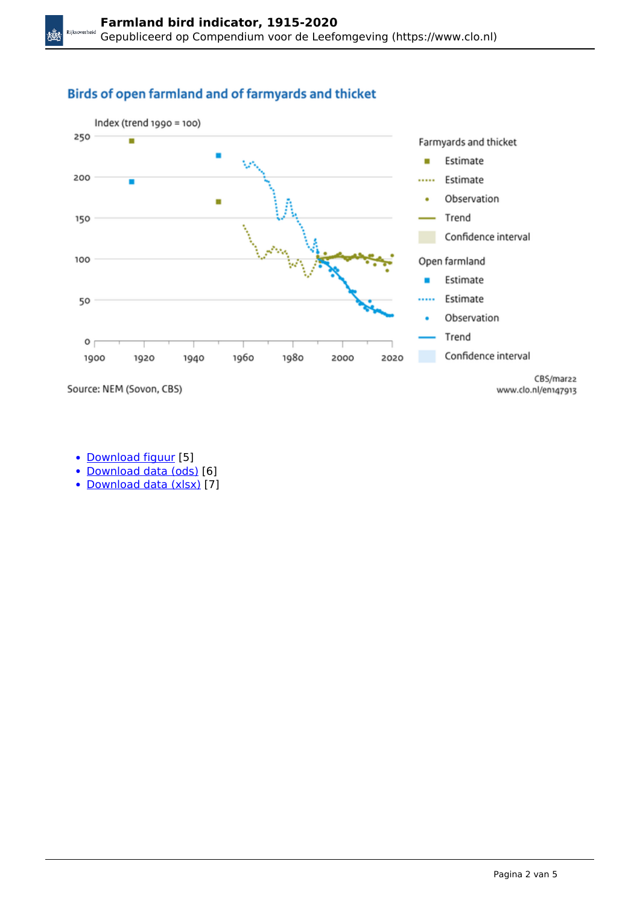## Birds of open farmland and of farmyards and thicket

Index (trend 1990 = 100)

Farmyards and thicket
- Estimate
- Estimate
- Observation
- Trend
- Confidence interval

Open farmland
- Estimate
- Estimate
- Observation
- Trend
- Confidence interval

Source: NEM (Sovon, CBS)

CBS/mar22
www.clo.nl/en147913

- Download figuur [5]
- Download data (ods) [6]
- Download data (xlsx) [7]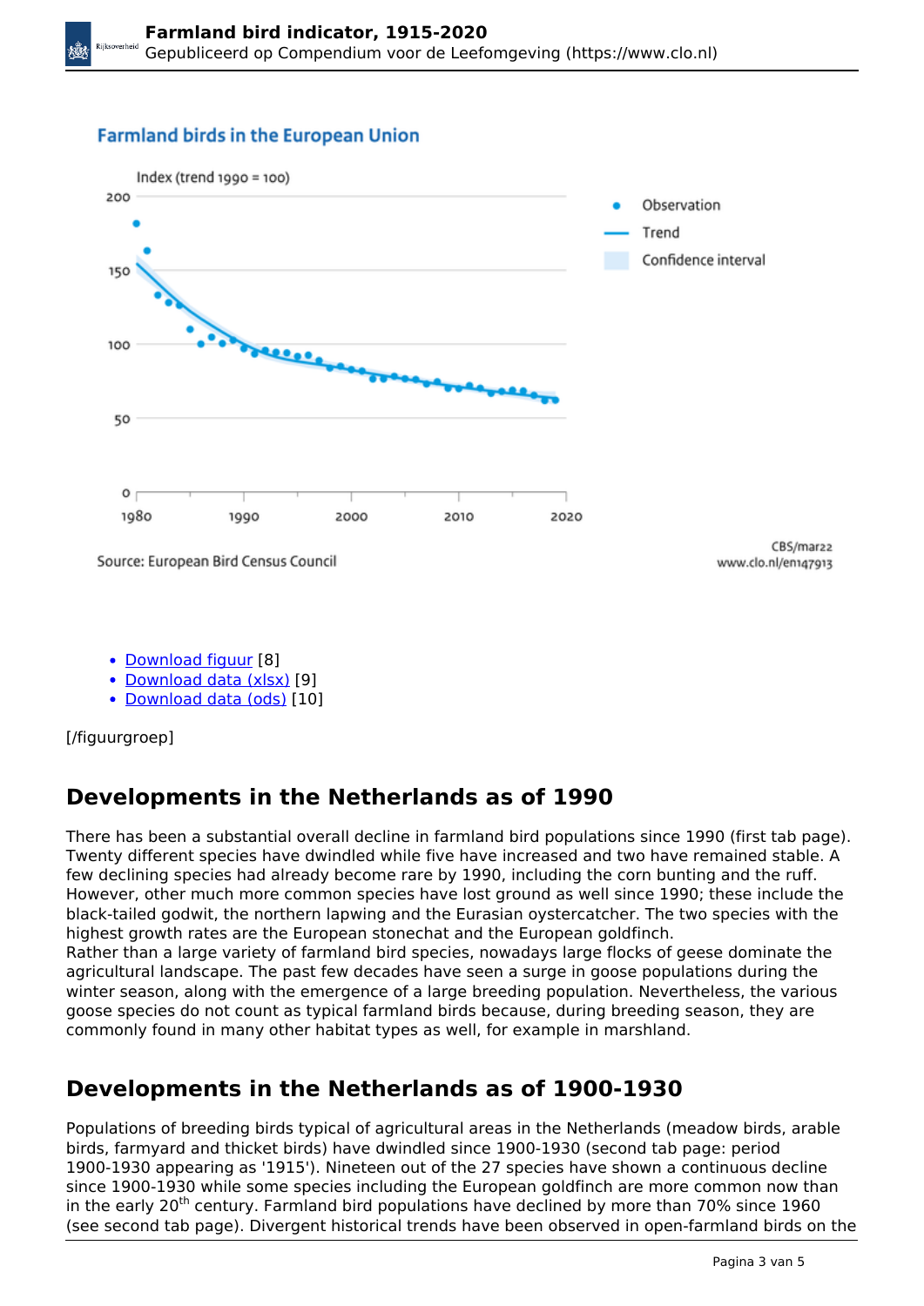Farmland birds in the European Union

Index (trend 1990 = 100)

Source: European Bird Census Council

CBS/mar22
www.clo.nl/en147913

- Download figuur [8]
- Download data (xlsx) [9]
- Download data (ods) [10]

[/figuurgroep]

## Developments in the Netherlands as of 1990

There has been a substantial overall decline in farmland bird populations since 1990 (first tab page). Twenty different species have dwindled while five have increased and two have remained stable. A few declining species had already become rare by 1990, including the corn bunting and the ruff. However, other much more common species have lost ground as well since 1990; these include the black-tailed godwit, the northern lapwing and the Eurasian oystercatcher. The two species with the highest growth rates are the European stonechat and the European goldfinch.
Rather than a large variety of farmland bird species, nowadays large flocks of geese dominate the agricultural landscape. The past few decades have seen a surge in goose populations during the winter season, along with the emergence of a large breeding population. Nevertheless, the various goose species do not count as typical farmland birds because, during breeding season, they are commonly found in many other habitat types as well, for example in marshland.

## Developments in the Netherlands as of 1900-1930

Populations of breeding birds typical of agricultural areas in the Netherlands (meadow birds, arable birds, farmyard and thicket birds) have dwindled since 1900-1930 (second tab page: period 1900-1930 appearing as '1915'). Nineteen out of the 27 species have shown a continuous decline since 1900-1930 while some species including the European goldfinch are more common now than in the early 20th century. Farmland bird populations have declined by more than 70% since 1960 (see second tab page). Divergent historical trends have been observed in open-farmland birds on the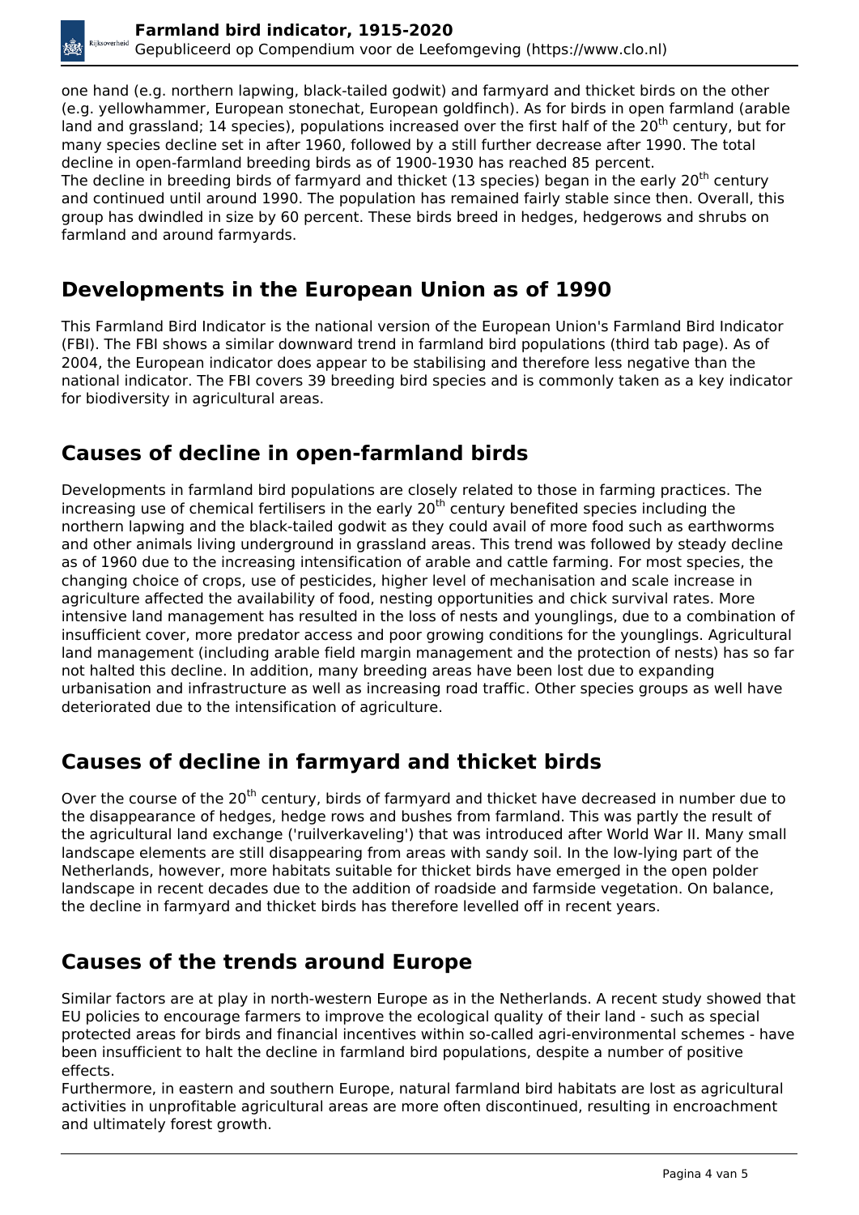one hand (e.g. northern lapwing, black-tailed godwit) and farmyard and thicket birds on the other (e.g. yellowhammer, European stonechat, European goldfinch). As for birds in open farmland (arable land and grassland; 14 species), populations increased over the first half of the 20th century, but for many species decline set in after 1960, followed by a still further decrease after 1990. The total decline in open-farmland breeding birds as of 1900-1930 has reached 85 percent.
The decline in breeding birds of farmyard and thicket (13 species) began in the early 20th century and continued until around 1990. The population has remained fairly stable since then. Overall, this group has dwindled in size by 60 percent. These birds breed in hedges, hedgerows and shrubs on farmland and around farmyards.

## Developments in the European Union as of 1990

This Farmland Bird Indicator is the national version of the European Union's Farmland Bird Indicator (FBI). The FBI shows a similar downward trend in farmland bird populations (third tab page). As of 2004, the European indicator does appear to be stabilising and therefore less negative than the national indicator. The FBI covers 39 breeding bird species and is commonly taken as a key indicator for biodiversity in agricultural areas.

## Causes of decline in open-farmland birds

Developments in farmland bird populations are closely related to those in farming practices. The increasing use of chemical fertilisers in the early 20th century benefited species including the northern lapwing and the black-tailed godwit as they could avail of more food such as earthworms and other animals living underground in grassland areas. This trend was followed by steady decline as of 1960 due to the increasing intensification of arable and cattle farming. For most species, the changing choice of crops, use of pesticides, higher level of mechanisation and scale increase in agriculture affected the availability of food, nesting opportunities and chick survival rates. More intensive land management has resulted in the loss of nests and younglings, due to a combination of insufficient cover, more predator access and poor growing conditions for the younglings. Agricultural land management (including arable field margin management and the protection of nests) has so far not halted this decline. In addition, many breeding areas have been lost due to expanding urbanisation and infrastructure as well as increasing road traffic. Other species groups as well have deteriorated due to the intensification of agriculture.

## Causes of decline in farmyard and thicket birds

Over the course of the 20th century, birds of farmyard and thicket have decreased in number due to the disappearance of hedges, hedge rows and bushes from farmland. This was partly the result of the agricultural land exchange ('ruilverkaveling') that was introduced after World War II. Many small landscape elements are still disappearing from areas with sandy soil. In the low-lying part of the Netherlands, however, more habitats suitable for thicket birds have emerged in the open polder landscape in recent decades due to the addition of roadside and farmside vegetation. On balance, the decline in farmyard and thicket birds has therefore levelled off in recent years.

## Causes of the trends around Europe

Similar factors are at play in north-western Europe as in the Netherlands. A recent study showed that EU policies to encourage farmers to improve the ecological quality of their land - such as special protected areas for birds and financial incentives within so-called agri-environmental schemes - have been insufficient to halt the decline in farmland bird populations, despite a number of positive effects.
Furthermore, in eastern and southern Europe, natural farmland bird habitats are lost as agricultural activities in unprofitable agricultural areas are more often discontinued, resulting in encroachment and ultimately forest growth.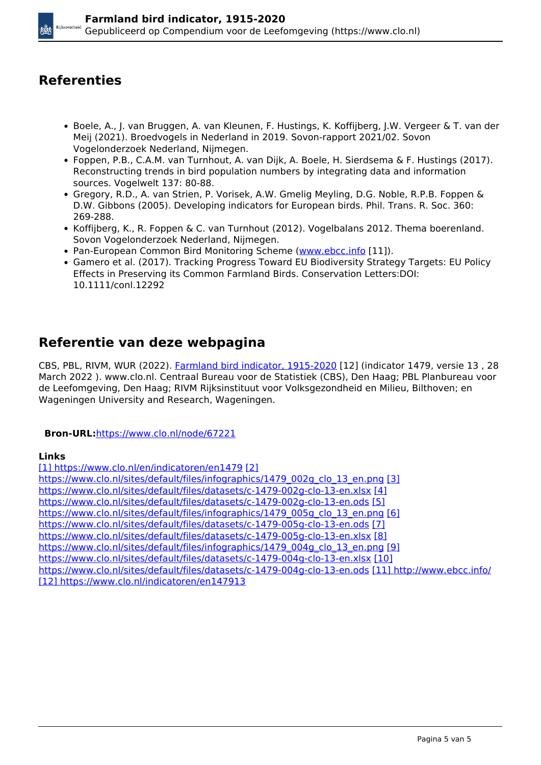## Referenties

- Boele, A., J. van Bruggen, A. van Kleunen, F. Hustings, K. Koffijberg, J.W. Vergeer & T. van der Meij (2021). Broedvogels in Nederland in 2019. Sovon-rapport 2021/02. Sovon Vogelonderzoek Nederland, Nijmegen.
- Foppen, P.B., C.A.M. van Turnhout, A. van Dijk, A. Boele, H. Sierdsema & F. Hustings (2017). Reconstructing trends in bird population numbers by integrating data and information sources. Vogelwelt 137: 80-88.
- Gregory, R.D., A. van Strien, P. Vorisek, A.W. Gmelig Meyling, D.G. Noble, R.P.B. Foppen & D.W. Gibbons (2005). Developing indicators for European birds. Phil. Trans. R. Soc. 360: 269-288.
- Koffijberg, K., R. Foppen & C. van Turnhout (2012). Vogelbalans 2012. Thema boerenland. Sovon Vogelonderzoek Nederland, Nijmegen.
- Pan-European Common Bird Monitoring Scheme (www.ebcc.info [11]).
- Gamero et al. (2017). Tracking Progress Toward EU Biodiversity Strategy Targets: EU Policy Effects in Preserving its Common Farmland Birds. Conservation Letters:DOI: 10.1111/conl.12292

## Referentie van deze webpagina

CBS, PBL, RIVM, WUR (2022). Farmland bird indicator, 1915-2020 [12] (indicator 1479, versie 13 , 28 March 2022 ). www.clo.nl. Centraal Bureau voor de Statistiek (CBS), Den Haag; PBL Planbureau voor de Leefomgeving, Den Haag; RIVM Rijksinstituut voor Volksgezondheid en Milieu, Bilthoven; en Wageningen University and Research, Wageningen.

**Bron-URL:**https://www.clo.nl/node/67221

**Links**
[1] https://www.clo.nl/en/indicatoren/en1479 [2] https://www.clo.nl/sites/default/files/infographics/1479_002g_clo_13_en.png [3] https://www.clo.nl/sites/default/files/datasets/c-1479-002g-clo-13-en.xlsx [4] https://www.clo.nl/sites/default/files/datasets/c-1479-002g-clo-13-en.ods [5] https://www.clo.nl/sites/default/files/infographics/1479_005g_clo_13_en.png [6] https://www.clo.nl/sites/default/files/datasets/c-1479-005g-clo-13-en.ods [7] https://www.clo.nl/sites/default/files/datasets/c-1479-005g-clo-13-en.xlsx [8] https://www.clo.nl/sites/default/files/infographics/1479_004g_clo_13_en.png [9] https://www.clo.nl/sites/default/files/datasets/c-1479-004g-clo-13-en.xlsx [10] https://www.clo.nl/sites/default/files/datasets/c-1479-004g-clo-13-en.ods [11] http://www.ebcc.info/ [12] https://www.clo.nl/indicatoren/en147913